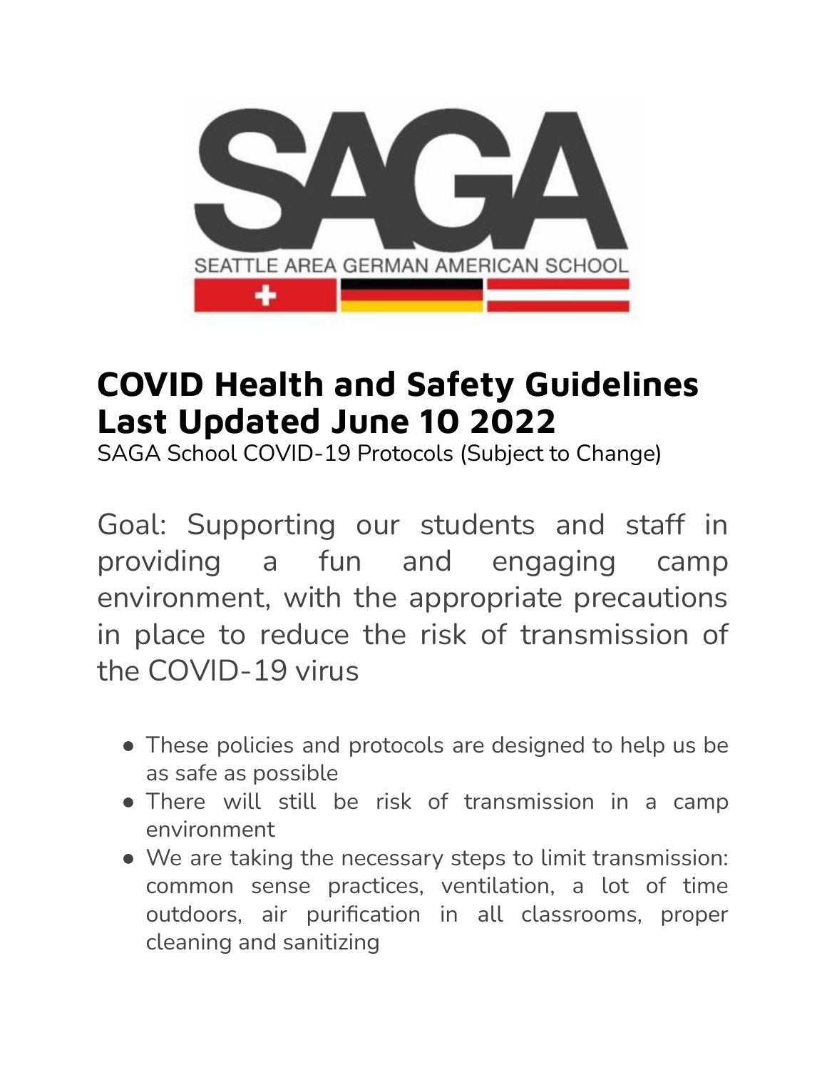SAGA

SEATTLE AREA GERMAN AMERICAN SCHOOL

# COVID Health and Safety Guidelines Last Updated June 10 2022

SAGA School COVID-19 Protocols (Subject to Change)

Goal: Supporting our students and staff in providing a fun and engaging camp environment, with the appropriate precautions in place to reduce the risk of transmission of the COVID-19 virus

- These policies and protocols are designed to help us be as safe as possible
- There will still be risk of transmission in a camp environment
- We are taking the necessary steps to limit transmission: common sense practices, ventilation, a lot of time outdoors, air purification in all classrooms, proper cleaning and sanitizing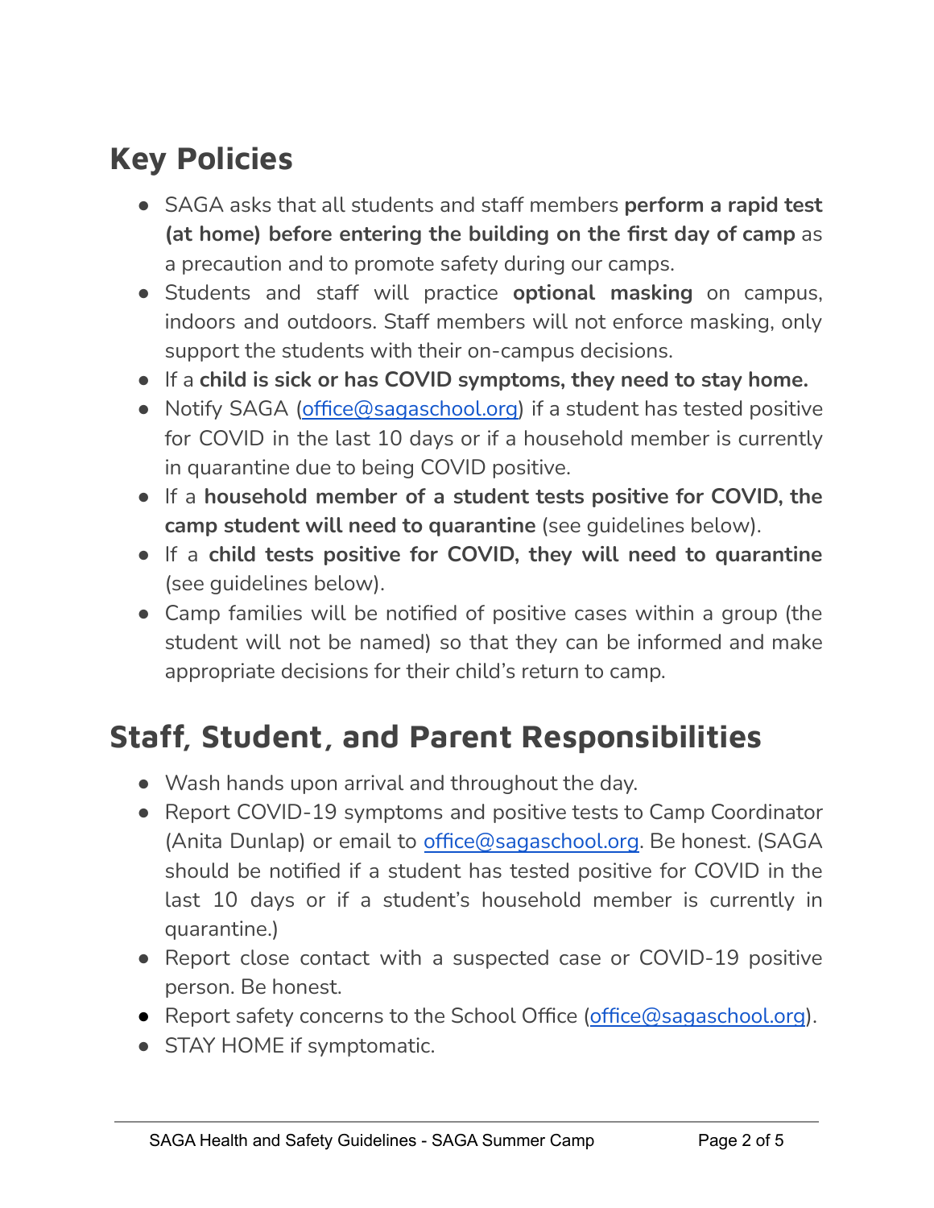## Key Policies

- SAGA asks that all students and staff members **perform a rapid test (at home) before entering the building on the first day of camp** as a precaution and to promote safety during our camps.
- Students and staff will practice **optional masking** on campus, indoors and outdoors. Staff members will not enforce masking, only support the students with their on-campus decisions.
- If a **child is sick or has COVID symptoms, they need to stay home.**
- Notify SAGA (office@sagaschool.org) if a student has tested positive for COVID in the last 10 days or if a household member is currently in quarantine due to being COVID positive.
- If a **household member of a student tests positive for COVID, the camp student will need to quarantine** (see guidelines below).
- If a **child tests positive for COVID, they will need to quarantine** (see guidelines below).
- Camp families will be notified of positive cases within a group (the student will not be named) so that they can be informed and make appropriate decisions for their child's return to camp.

## Staff, Student, and Parent Responsibilities

- Wash hands upon arrival and throughout the day.
- Report COVID-19 symptoms and positive tests to Camp Coordinator (Anita Dunlap) or email to office@sagaschool.org. Be honest. (SAGA should be notified if a student has tested positive for COVID in the last 10 days or if a student's household member is currently in quarantine.)
- Report close contact with a suspected case or COVID-19 positive person. Be honest.
- Report safety concerns to the School Office (office@sagaschool.org).
- STAY HOME if symptomatic.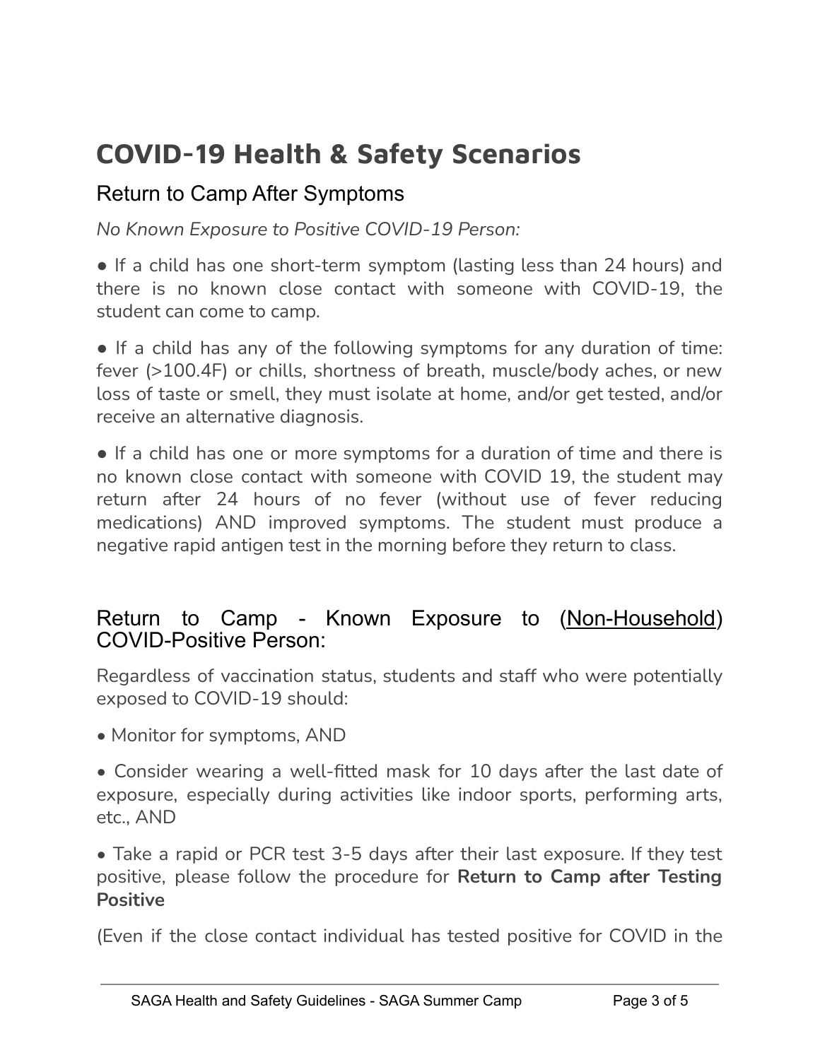# COVID-19 Health & Safety Scenarios

## Return to Camp After Symptoms

*No Known Exposure to Positive COVID-19 Person:*

● If a child has one short-term symptom (lasting less than 24 hours) and there is no known close contact with someone with COVID-19, the student can come to camp.

● If a child has any of the following symptoms for any duration of time: fever (>100.4F) or chills, shortness of breath, muscle/body aches, or new loss of taste or smell, they must isolate at home, and/or get tested, and/or receive an alternative diagnosis.

● If a child has one or more symptoms for a duration of time and there is no known close contact with someone with COVID 19, the student may return after 24 hours of no fever (without use of fever reducing medications) AND improved symptoms. The student must produce a negative rapid antigen test in the morning before they return to class.

## Return to Camp - Known Exposure to (Non-Household) COVID-Positive Person:

Regardless of vaccination status, students and staff who were potentially exposed to COVID-19 should:

- Monitor for symptoms, AND
- Consider wearing a well-fitted mask for 10 days after the last date of exposure, especially during activities like indoor sports, performing arts, etc., AND
- Take a rapid or PCR test 3-5 days after their last exposure. If they test positive, please follow the procedure for **Return to Camp after Testing Positive**

(Even if the close contact individual has tested positive for COVID in the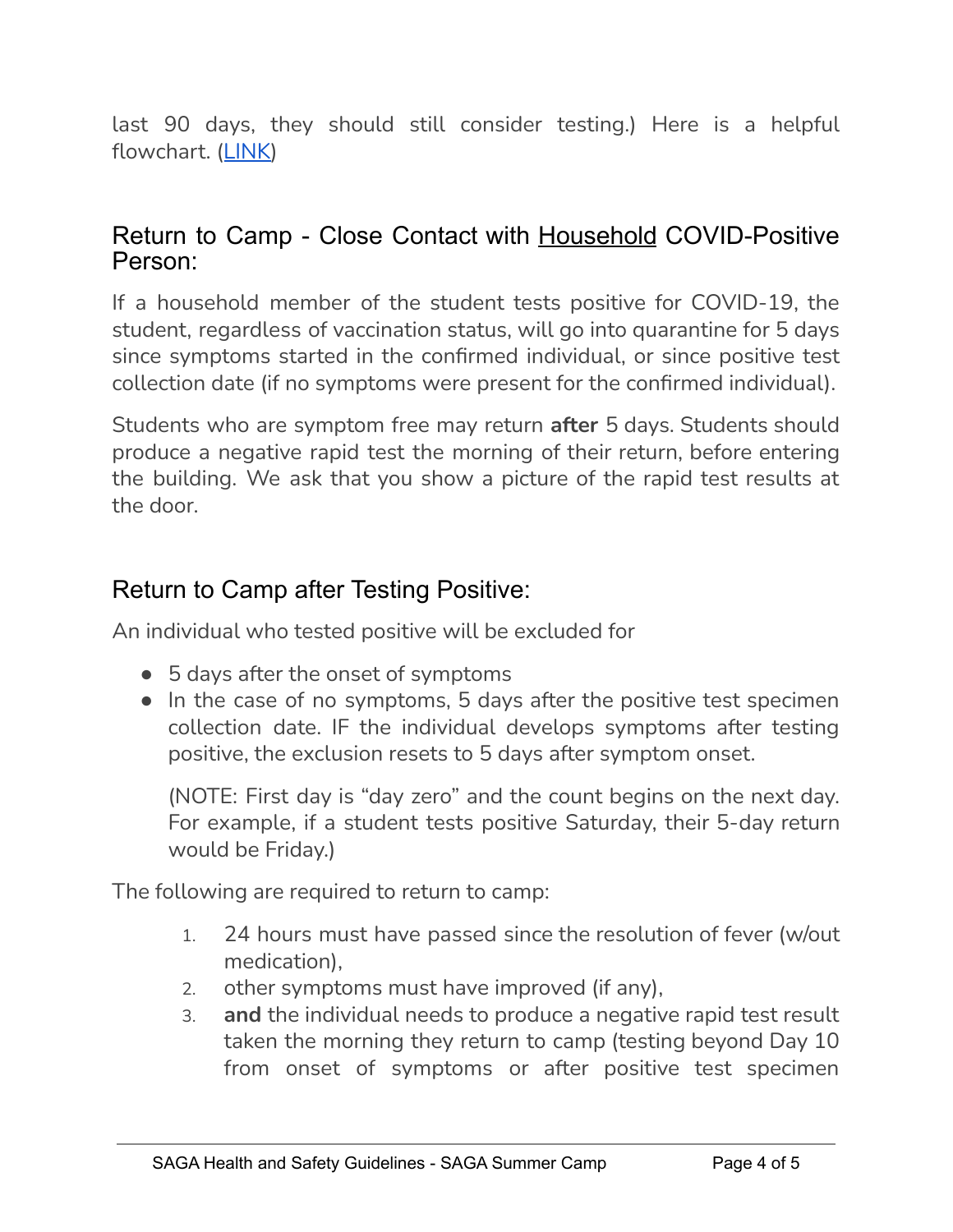last 90 days, they should still consider testing.) Here is a helpful flowchart. (LINK)

## Return to Camp - Close Contact with Household COVID-Positive Person:

If a household member of the student tests positive for COVID-19, the student, regardless of vaccination status, will go into quarantine for 5 days since symptoms started in the confirmed individual, or since positive test collection date (if no symptoms were present for the confirmed individual).

Students who are symptom free may return **after** 5 days. Students should produce a negative rapid test the morning of their return, before entering the building. We ask that you show a picture of the rapid test results at the door.

## Return to Camp after Testing Positive:

An individual who tested positive will be excluded for

- 5 days after the onset of symptoms
- In the case of no symptoms, 5 days after the positive test specimen collection date. IF the individual develops symptoms after testing positive, the exclusion resets to 5 days after symptom onset.

  (NOTE: First day is "day zero" and the count begins on the next day. For example, if a student tests positive Saturday, their 5-day return would be Friday.)

The following are required to return to camp:

1. 24 hours must have passed since the resolution of fever (w/out medication),
2. other symptoms must have improved (if any),
3. **and** the individual needs to produce a negative rapid test result taken the morning they return to camp (testing beyond Day 10 from onset of symptoms or after positive test specimen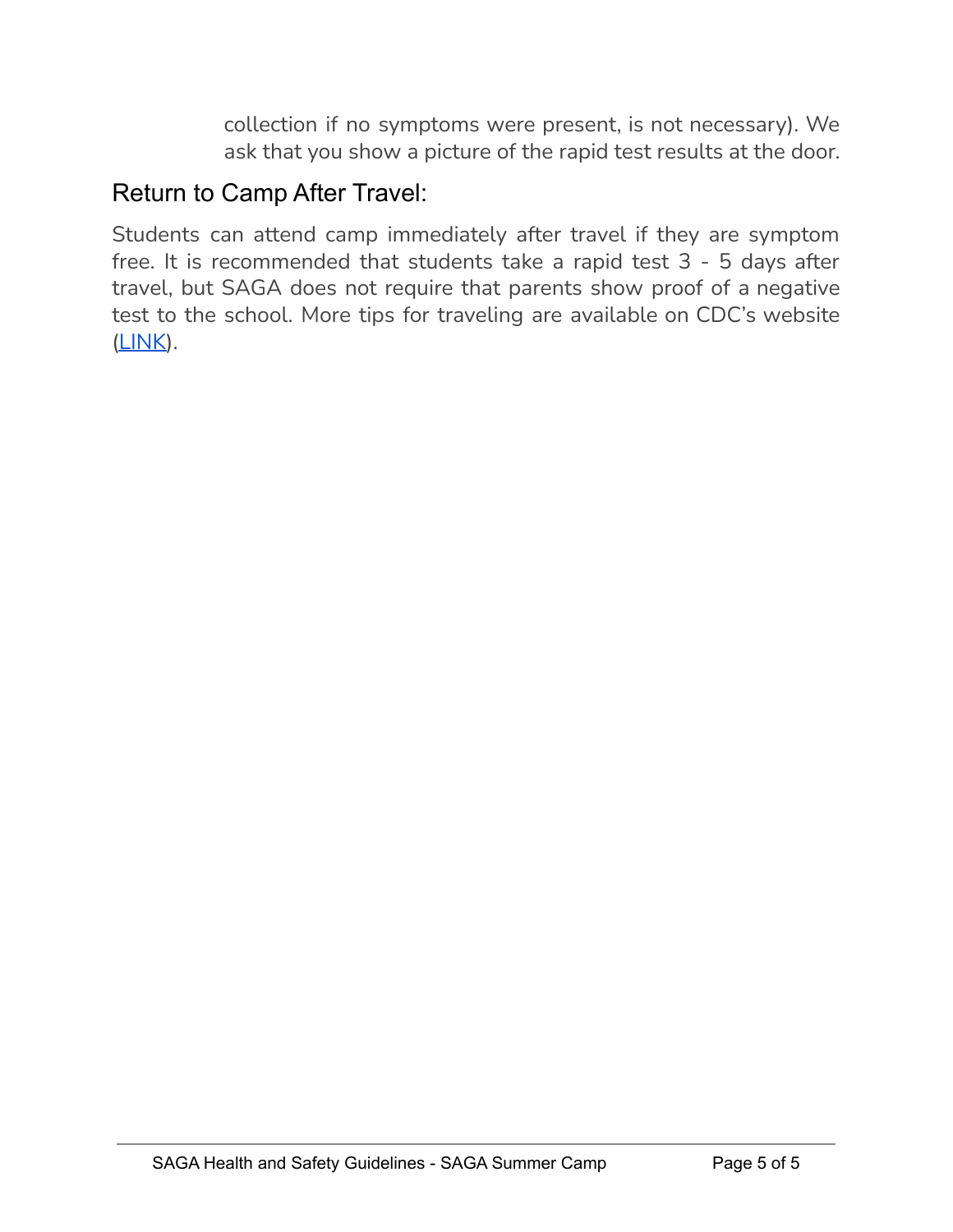collection if no symptoms were present, is not necessary). We ask that you show a picture of the rapid test results at the door.

## Return to Camp After Travel:

Students can attend camp immediately after travel if they are symptom free. It is recommended that students take a rapid test 3 - 5 days after travel, but SAGA does not require that parents show proof of a negative test to the school. More tips for traveling are available on CDC's website (LINK).